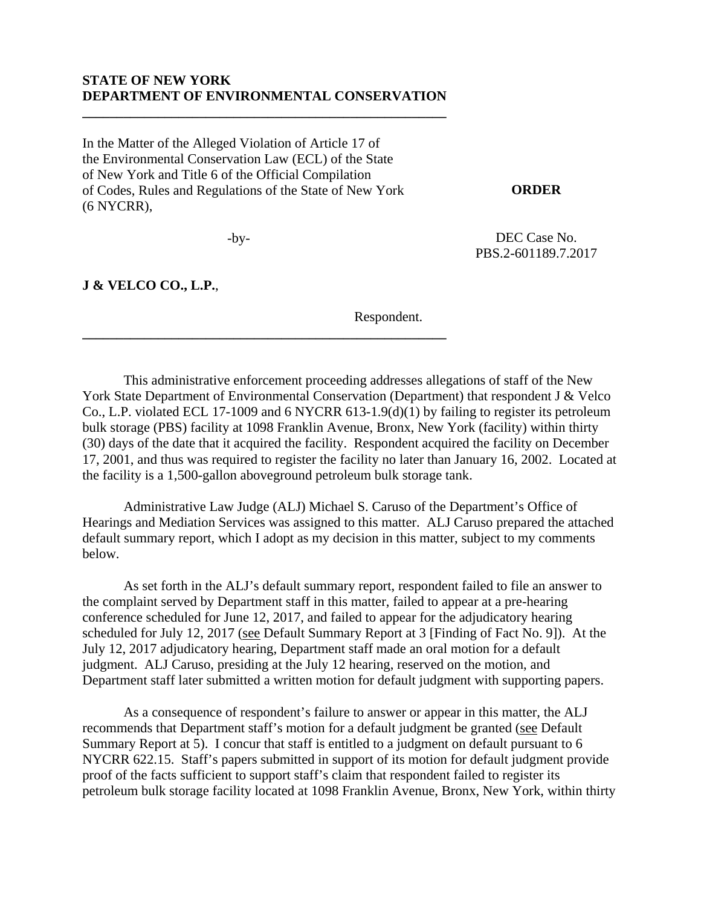**STATE OF NEW YORK**
**DEPARTMENT OF ENVIRONMENTAL CONSERVATION**

---

In the Matter of the Alleged Violation of Article 17 of the Environmental Conservation Law (ECL) of the State of New York and Title 6 of the Official Compilation of Codes, Rules and Regulations of the State of New York (6 NYCRR),

**ORDER**

-by-

DEC Case No.
PBS.2-601189.7.2017

**J & VELCO CO., L.P.**,

Respondent.

---

This administrative enforcement proceeding addresses allegations of staff of the New York State Department of Environmental Conservation (Department) that respondent J & Velco Co., L.P. violated ECL 17-1009 and 6 NYCRR 613-1.9(d)(1) by failing to register its petroleum bulk storage (PBS) facility at 1098 Franklin Avenue, Bronx, New York (facility) within thirty (30) days of the date that it acquired the facility. Respondent acquired the facility on December 17, 2001, and thus was required to register the facility no later than January 16, 2002. Located at the facility is a 1,500-gallon aboveground petroleum bulk storage tank.

Administrative Law Judge (ALJ) Michael S. Caruso of the Department's Office of Hearings and Mediation Services was assigned to this matter. ALJ Caruso prepared the attached default summary report, which I adopt as my decision in this matter, subject to my comments below.

As set forth in the ALJ's default summary report, respondent failed to file an answer to the complaint served by Department staff in this matter, failed to appear at a pre-hearing conference scheduled for June 12, 2017, and failed to appear for the adjudicatory hearing scheduled for July 12, 2017 (see Default Summary Report at 3 [Finding of Fact No. 9]). At the July 12, 2017 adjudicatory hearing, Department staff made an oral motion for a default judgment. ALJ Caruso, presiding at the July 12 hearing, reserved on the motion, and Department staff later submitted a written motion for default judgment with supporting papers.

As a consequence of respondent's failure to answer or appear in this matter, the ALJ recommends that Department staff's motion for a default judgment be granted (see Default Summary Report at 5). I concur that staff is entitled to a judgment on default pursuant to 6 NYCRR 622.15. Staff's papers submitted in support of its motion for default judgment provide proof of the facts sufficient to support staff's claim that respondent failed to register its petroleum bulk storage facility located at 1098 Franklin Avenue, Bronx, New York, within thirty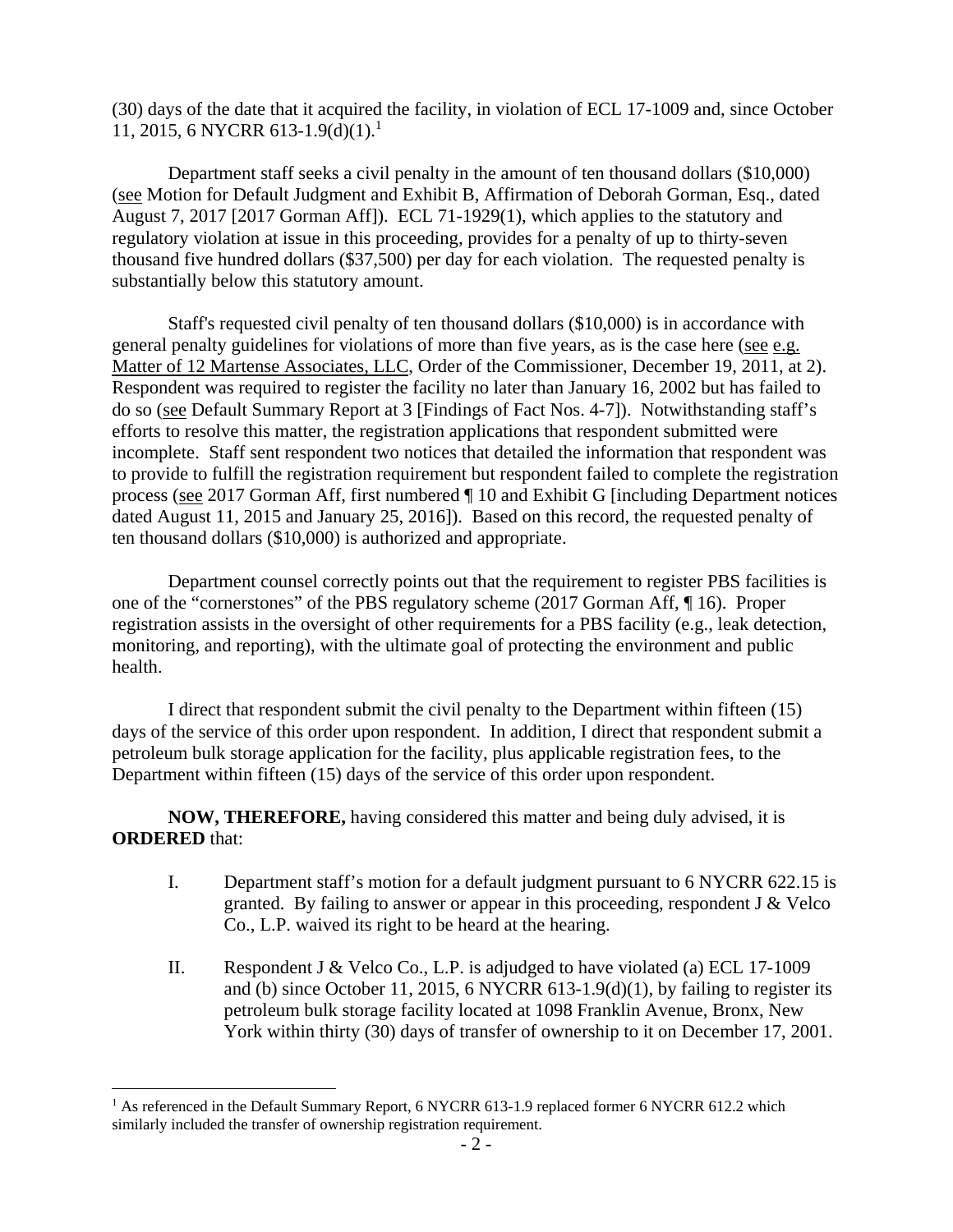(30) days of the date that it acquired the facility, in violation of ECL 17-1009 and, since October 11, 2015, 6 NYCRR 613-1.9(d)(1).[1]

Department staff seeks a civil penalty in the amount of ten thousand dollars ($10,000) (see Motion for Default Judgment and Exhibit B, Affirmation of Deborah Gorman, Esq., dated August 7, 2017 [2017 Gorman Aff]). ECL 71-1929(1), which applies to the statutory and regulatory violation at issue in this proceeding, provides for a penalty of up to thirty-seven thousand five hundred dollars ($37,500) per day for each violation. The requested penalty is substantially below this statutory amount.

Staff's requested civil penalty of ten thousand dollars ($10,000) is in accordance with general penalty guidelines for violations of more than five years, as is the case here (see e.g. Matter of 12 Martense Associates, LLC, Order of the Commissioner, December 19, 2011, at 2). Respondent was required to register the facility no later than January 16, 2002 but has failed to do so (see Default Summary Report at 3 [Findings of Fact Nos. 4-7]). Notwithstanding staff's efforts to resolve this matter, the registration applications that respondent submitted were incomplete. Staff sent respondent two notices that detailed the information that respondent was to provide to fulfill the registration requirement but respondent failed to complete the registration process (see 2017 Gorman Aff, first numbered ¶ 10 and Exhibit G [including Department notices dated August 11, 2015 and January 25, 2016]). Based on this record, the requested penalty of ten thousand dollars ($10,000) is authorized and appropriate.

Department counsel correctly points out that the requirement to register PBS facilities is one of the "cornerstones" of the PBS regulatory scheme (2017 Gorman Aff, ¶ 16). Proper registration assists in the oversight of other requirements for a PBS facility (e.g., leak detection, monitoring, and reporting), with the ultimate goal of protecting the environment and public health.

I direct that respondent submit the civil penalty to the Department within fifteen (15) days of the service of this order upon respondent. In addition, I direct that respondent submit a petroleum bulk storage application for the facility, plus applicable registration fees, to the Department within fifteen (15) days of the service of this order upon respondent.

**NOW, THEREFORE,** having considered this matter and being duly advised, it is **ORDERED** that:

I. Department staff's motion for a default judgment pursuant to 6 NYCRR 622.15 is granted. By failing to answer or appear in this proceeding, respondent J & Velco Co., L.P. waived its right to be heard at the hearing.

II. Respondent J & Velco Co., L.P. is adjudged to have violated (a) ECL 17-1009 and (b) since October 11, 2015, 6 NYCRR 613-1.9(d)(1), by failing to register its petroleum bulk storage facility located at 1098 Franklin Avenue, Bronx, New York within thirty (30) days of transfer of ownership to it on December 17, 2001.

[1] As referenced in the Default Summary Report, 6 NYCRR 613-1.9 replaced former 6 NYCRR 612.2 which similarly included the transfer of ownership registration requirement.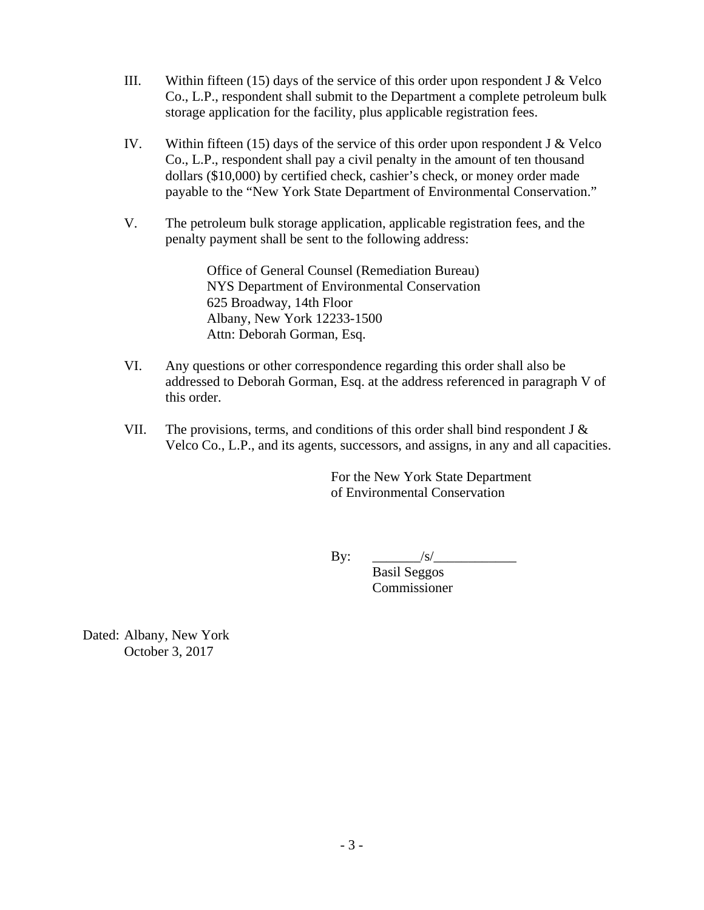III. Within fifteen (15) days of the service of this order upon respondent J & Velco Co., L.P., respondent shall submit to the Department a complete petroleum bulk storage application for the facility, plus applicable registration fees.

IV. Within fifteen (15) days of the service of this order upon respondent J & Velco Co., L.P., respondent shall pay a civil penalty in the amount of ten thousand dollars ($10,000) by certified check, cashier's check, or money order made payable to the "New York State Department of Environmental Conservation."

V. The petroleum bulk storage application, applicable registration fees, and the penalty payment shall be sent to the following address:

> Office of General Counsel (Remediation Bureau)
> NYS Department of Environmental Conservation
> 625 Broadway, 14th Floor
> Albany, New York 12233-1500
> Attn: Deborah Gorman, Esq.

VI. Any questions or other correspondence regarding this order shall also be addressed to Deborah Gorman, Esq. at the address referenced in paragraph V of this order.

VII. The provisions, terms, and conditions of this order shall bind respondent J & Velco Co., L.P., and its agents, successors, and assigns, in any and all capacities.

For the New York State Department
of Environmental Conservation

By: _______/s/____________
Basil Seggos
Commissioner

Dated: Albany, New York
October 3, 2017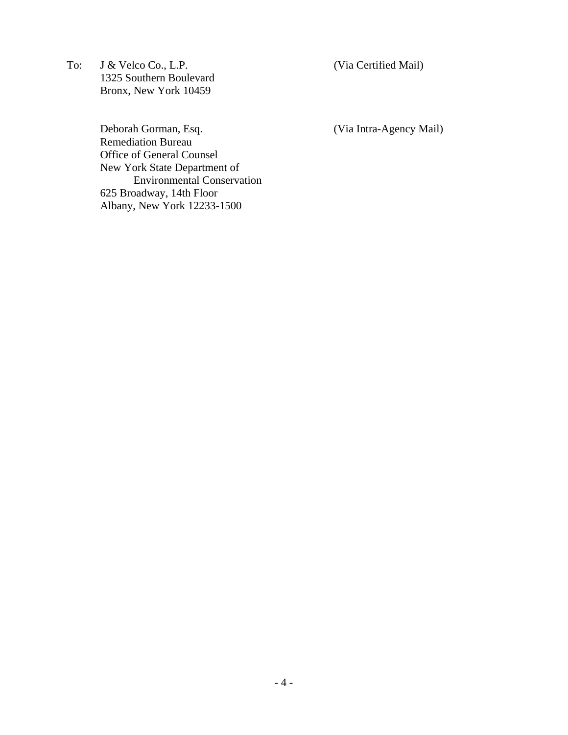To: J & Velco Co., L.P. (Via Certified Mail)
1325 Southern Boulevard
Bronx, New York 10459

Deborah Gorman, Esq. (Via Intra-Agency Mail)
Remediation Bureau
Office of General Counsel
New York State Department of
Environmental Conservation
625 Broadway, 14th Floor
Albany, New York 12233-1500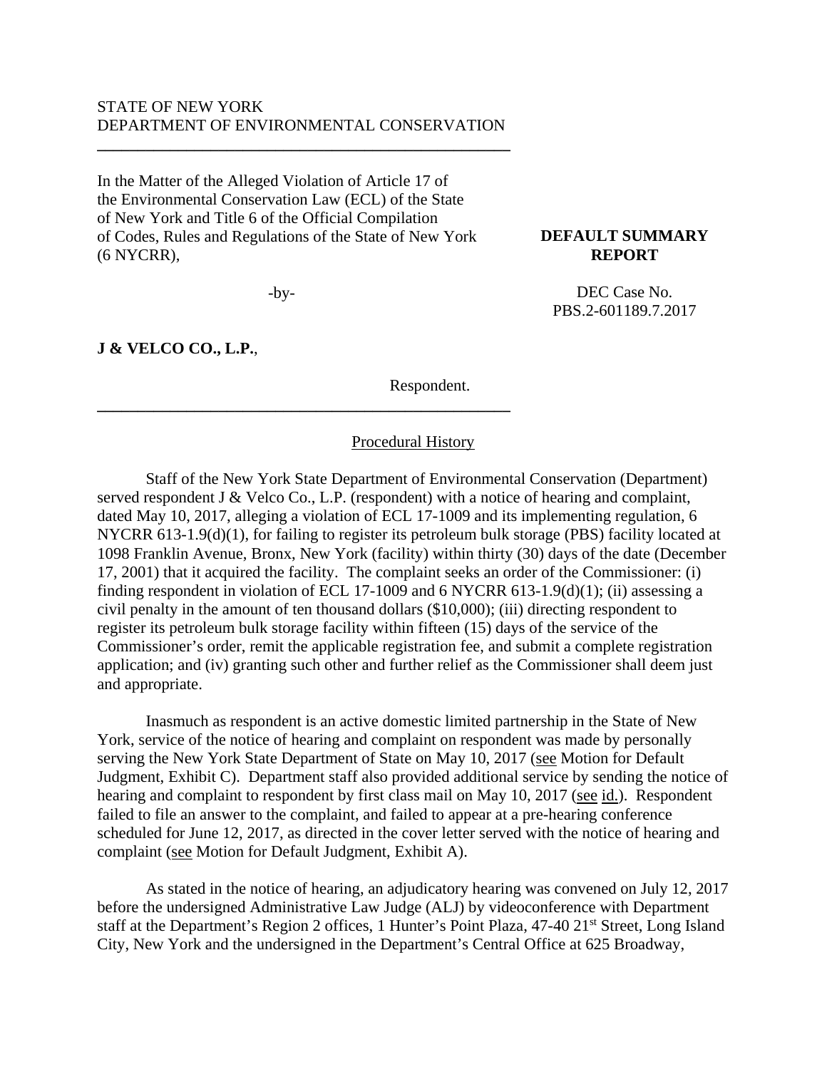STATE OF NEW YORK
DEPARTMENT OF ENVIRONMENTAL CONSERVATION

---

In the Matter of the Alleged Violation of Article 17 of the Environmental Conservation Law (ECL) of the State of New York and Title 6 of the Official Compilation of Codes, Rules and Regulations of the State of New York (6 NYCRR),

-by-

**J & VELCO CO., L.P.**,

Respondent.

---

**DEFAULT SUMMARY REPORT**

DEC Case No.
PBS.2-601189.7.2017

## Procedural History

Staff of the New York State Department of Environmental Conservation (Department) served respondent J & Velco Co., L.P. (respondent) with a notice of hearing and complaint, dated May 10, 2017, alleging a violation of ECL 17-1009 and its implementing regulation, 6 NYCRR 613-1.9(d)(1), for failing to register its petroleum bulk storage (PBS) facility located at 1098 Franklin Avenue, Bronx, New York (facility) within thirty (30) days of the date (December 17, 2001) that it acquired the facility. The complaint seeks an order of the Commissioner: (i) finding respondent in violation of ECL 17-1009 and 6 NYCRR 613-1.9(d)(1); (ii) assessing a civil penalty in the amount of ten thousand dollars ($10,000); (iii) directing respondent to register its petroleum bulk storage facility within fifteen (15) days of the service of the Commissioner's order, remit the applicable registration fee, and submit a complete registration application; and (iv) granting such other and further relief as the Commissioner shall deem just and appropriate.

Inasmuch as respondent is an active domestic limited partnership in the State of New York, service of the notice of hearing and complaint on respondent was made by personally serving the New York State Department of State on May 10, 2017 (see Motion for Default Judgment, Exhibit C). Department staff also provided additional service by sending the notice of hearing and complaint to respondent by first class mail on May 10, 2017 (see id.). Respondent failed to file an answer to the complaint, and failed to appear at a pre-hearing conference scheduled for June 12, 2017, as directed in the cover letter served with the notice of hearing and complaint (see Motion for Default Judgment, Exhibit A).

As stated in the notice of hearing, an adjudicatory hearing was convened on July 12, 2017 before the undersigned Administrative Law Judge (ALJ) by videoconference with Department staff at the Department's Region 2 offices, 1 Hunter's Point Plaza, 47-40 21st Street, Long Island City, New York and the undersigned in the Department's Central Office at 625 Broadway,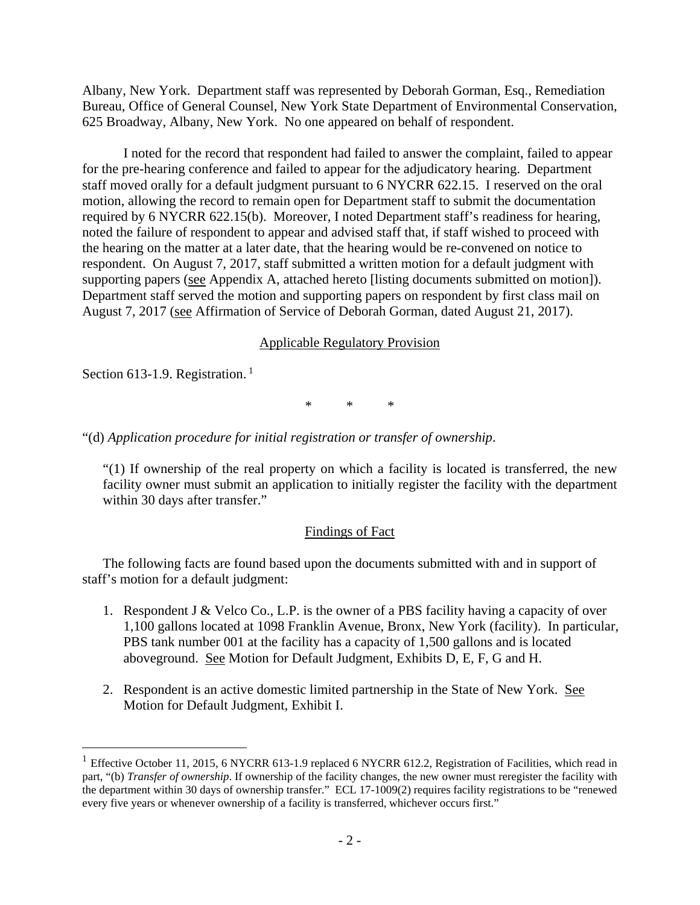Albany, New York. Department staff was represented by Deborah Gorman, Esq., Remediation Bureau, Office of General Counsel, New York State Department of Environmental Conservation, 625 Broadway, Albany, New York. No one appeared on behalf of respondent.

I noted for the record that respondent had failed to answer the complaint, failed to appear for the pre-hearing conference and failed to appear for the adjudicatory hearing. Department staff moved orally for a default judgment pursuant to 6 NYCRR 622.15. I reserved on the oral motion, allowing the record to remain open for Department staff to submit the documentation required by 6 NYCRR 622.15(b). Moreover, I noted Department staff's readiness for hearing, noted the failure of respondent to appear and advised staff that, if staff wished to proceed with the hearing on the matter at a later date, that the hearing would be re-convened on notice to respondent. On August 7, 2017, staff submitted a written motion for a default judgment with supporting papers (see Appendix A, attached hereto [listing documents submitted on motion]). Department staff served the motion and supporting papers on respondent by first class mail on August 7, 2017 (see Affirmation of Service of Deborah Gorman, dated August 21, 2017).

## Applicable Regulatory Provision

Section 613-1.9. Registration. [1]

\*  \*  \*

"(d) *Application procedure for initial registration or transfer of ownership*.

"(1) If ownership of the real property on which a facility is located is transferred, the new facility owner must submit an application to initially register the facility with the department within 30 days after transfer."

## Findings of Fact

The following facts are found based upon the documents submitted with and in support of staff's motion for a default judgment:

1. Respondent J & Velco Co., L.P. is the owner of a PBS facility having a capacity of over 1,100 gallons located at 1098 Franklin Avenue, Bronx, New York (facility). In particular, PBS tank number 001 at the facility has a capacity of 1,500 gallons and is located aboveground. See Motion for Default Judgment, Exhibits D, E, F, G and H.

2. Respondent is an active domestic limited partnership in the State of New York. See Motion for Default Judgment, Exhibit I.

---

[1] Effective October 11, 2015, 6 NYCRR 613-1.9 replaced 6 NYCRR 612.2, Registration of Facilities, which read in part, "(b) *Transfer of ownership*. If ownership of the facility changes, the new owner must reregister the facility with the department within 30 days of ownership transfer." ECL 17-1009(2) requires facility registrations to be "renewed every five years or whenever ownership of a facility is transferred, whichever occurs first."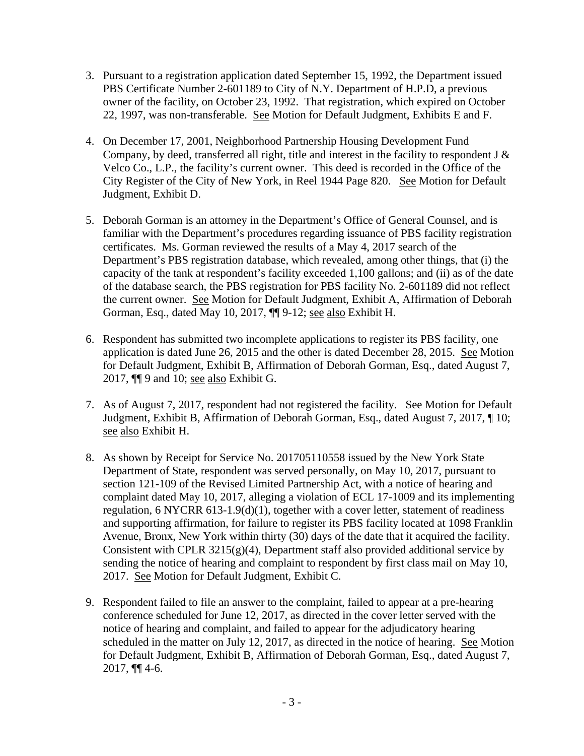3. Pursuant to a registration application dated September 15, 1992, the Department issued PBS Certificate Number 2-601189 to City of N.Y. Department of H.P.D, a previous owner of the facility, on October 23, 1992. That registration, which expired on October 22, 1997, was non-transferable. See Motion for Default Judgment, Exhibits E and F.

4. On December 17, 2001, Neighborhood Partnership Housing Development Fund Company, by deed, transferred all right, title and interest in the facility to respondent J & Velco Co., L.P., the facility's current owner. This deed is recorded in the Office of the City Register of the City of New York, in Reel 1944 Page 820. See Motion for Default Judgment, Exhibit D.

5. Deborah Gorman is an attorney in the Department's Office of General Counsel, and is familiar with the Department's procedures regarding issuance of PBS facility registration certificates. Ms. Gorman reviewed the results of a May 4, 2017 search of the Department's PBS registration database, which revealed, among other things, that (i) the capacity of the tank at respondent's facility exceeded 1,100 gallons; and (ii) as of the date of the database search, the PBS registration for PBS facility No. 2-601189 did not reflect the current owner. See Motion for Default Judgment, Exhibit A, Affirmation of Deborah Gorman, Esq., dated May 10, 2017, ¶¶ 9-12; see also Exhibit H.

6. Respondent has submitted two incomplete applications to register its PBS facility, one application is dated June 26, 2015 and the other is dated December 28, 2015. See Motion for Default Judgment, Exhibit B, Affirmation of Deborah Gorman, Esq., dated August 7, 2017, ¶¶ 9 and 10; see also Exhibit G.

7. As of August 7, 2017, respondent had not registered the facility. See Motion for Default Judgment, Exhibit B, Affirmation of Deborah Gorman, Esq., dated August 7, 2017, ¶ 10; see also Exhibit H.

8. As shown by Receipt for Service No. 201705110558 issued by the New York State Department of State, respondent was served personally, on May 10, 2017, pursuant to section 121-109 of the Revised Limited Partnership Act, with a notice of hearing and complaint dated May 10, 2017, alleging a violation of ECL 17-1009 and its implementing regulation, 6 NYCRR 613-1.9(d)(1), together with a cover letter, statement of readiness and supporting affirmation, for failure to register its PBS facility located at 1098 Franklin Avenue, Bronx, New York within thirty (30) days of the date that it acquired the facility. Consistent with CPLR 3215(g)(4), Department staff also provided additional service by sending the notice of hearing and complaint to respondent by first class mail on May 10, 2017. See Motion for Default Judgment, Exhibit C.

9. Respondent failed to file an answer to the complaint, failed to appear at a pre-hearing conference scheduled for June 12, 2017, as directed in the cover letter served with the notice of hearing and complaint, and failed to appear for the adjudicatory hearing scheduled in the matter on July 12, 2017, as directed in the notice of hearing. See Motion for Default Judgment, Exhibit B, Affirmation of Deborah Gorman, Esq., dated August 7, 2017, ¶¶ 4-6.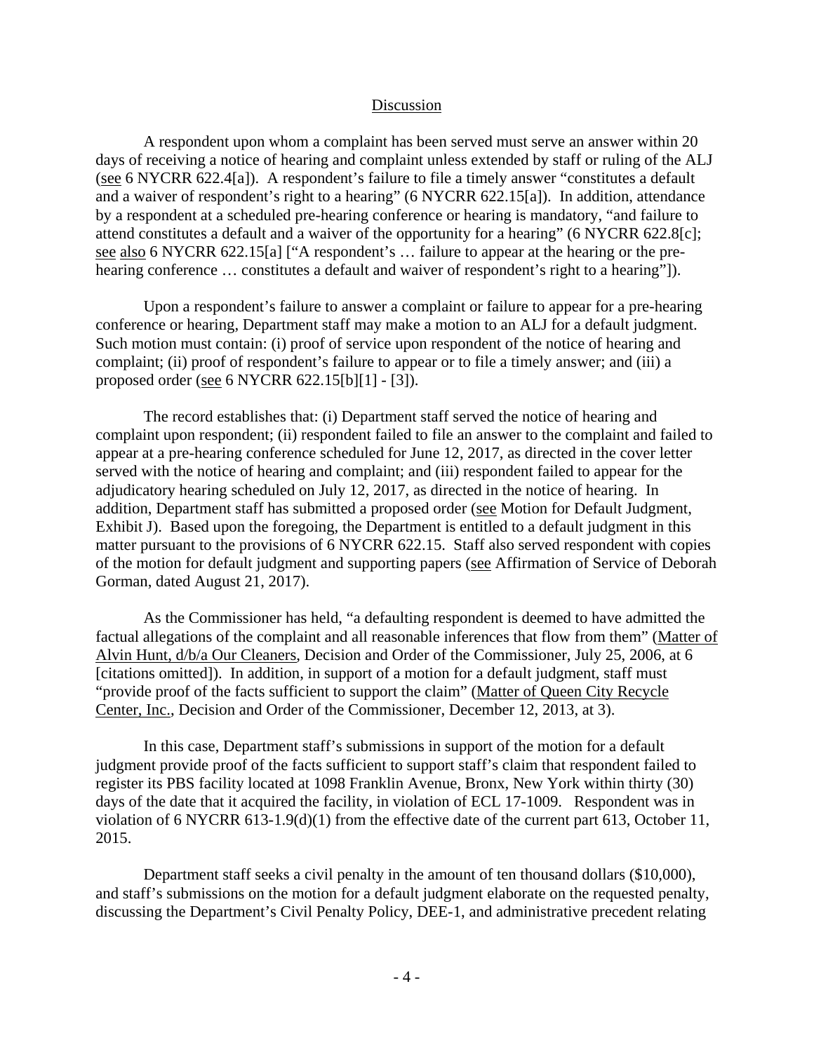## Discussion

A respondent upon whom a complaint has been served must serve an answer within 20 days of receiving a notice of hearing and complaint unless extended by staff or ruling of the ALJ (see 6 NYCRR 622.4[a]). A respondent's failure to file a timely answer "constitutes a default and a waiver of respondent's right to a hearing" (6 NYCRR 622.15[a]). In addition, attendance by a respondent at a scheduled pre-hearing conference or hearing is mandatory, "and failure to attend constitutes a default and a waiver of the opportunity for a hearing" (6 NYCRR 622.8[c]; see also 6 NYCRR 622.15[a] ["A respondent's … failure to appear at the hearing or the pre-hearing conference … constitutes a default and waiver of respondent's right to a hearing"]).

Upon a respondent's failure to answer a complaint or failure to appear for a pre-hearing conference or hearing, Department staff may make a motion to an ALJ for a default judgment. Such motion must contain: (i) proof of service upon respondent of the notice of hearing and complaint; (ii) proof of respondent's failure to appear or to file a timely answer; and (iii) a proposed order (see 6 NYCRR 622.15[b][1] - [3]).

The record establishes that: (i) Department staff served the notice of hearing and complaint upon respondent; (ii) respondent failed to file an answer to the complaint and failed to appear at a pre-hearing conference scheduled for June 12, 2017, as directed in the cover letter served with the notice of hearing and complaint; and (iii) respondent failed to appear for the adjudicatory hearing scheduled on July 12, 2017, as directed in the notice of hearing. In addition, Department staff has submitted a proposed order (see Motion for Default Judgment, Exhibit J). Based upon the foregoing, the Department is entitled to a default judgment in this matter pursuant to the provisions of 6 NYCRR 622.15. Staff also served respondent with copies of the motion for default judgment and supporting papers (see Affirmation of Service of Deborah Gorman, dated August 21, 2017).

As the Commissioner has held, "a defaulting respondent is deemed to have admitted the factual allegations of the complaint and all reasonable inferences that flow from them" (Matter of Alvin Hunt, d/b/a Our Cleaners, Decision and Order of the Commissioner, July 25, 2006, at 6 [citations omitted]). In addition, in support of a motion for a default judgment, staff must "provide proof of the facts sufficient to support the claim" (Matter of Queen City Recycle Center, Inc., Decision and Order of the Commissioner, December 12, 2013, at 3).

In this case, Department staff's submissions in support of the motion for a default judgment provide proof of the facts sufficient to support staff's claim that respondent failed to register its PBS facility located at 1098 Franklin Avenue, Bronx, New York within thirty (30) days of the date that it acquired the facility, in violation of ECL 17-1009. Respondent was in violation of 6 NYCRR 613-1.9(d)(1) from the effective date of the current part 613, October 11, 2015.

Department staff seeks a civil penalty in the amount of ten thousand dollars ($10,000), and staff's submissions on the motion for a default judgment elaborate on the requested penalty, discussing the Department's Civil Penalty Policy, DEE-1, and administrative precedent relating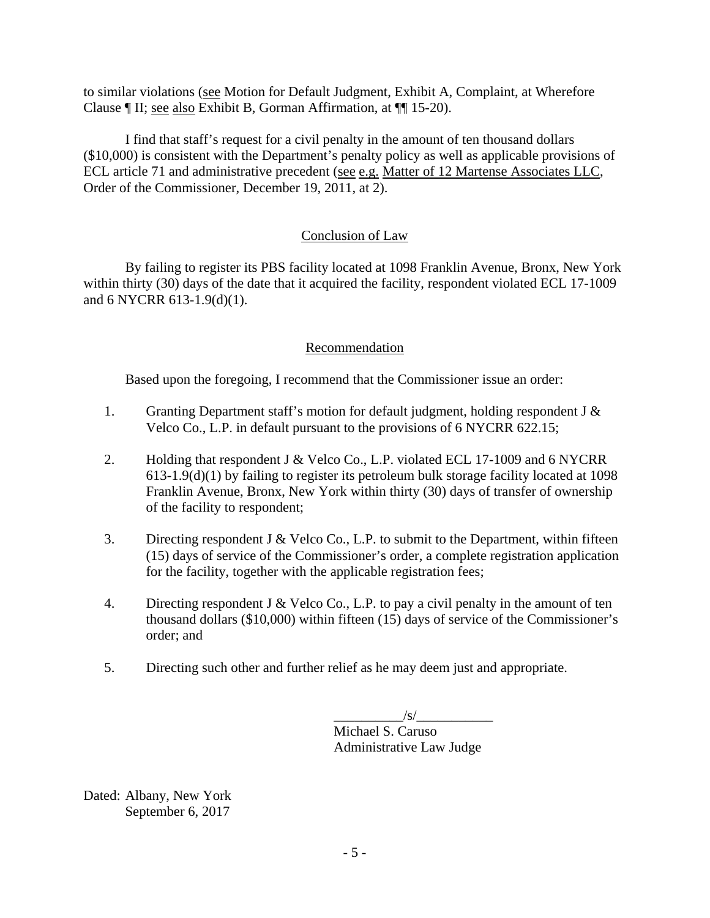to similar violations (see Motion for Default Judgment, Exhibit A, Complaint, at Wherefore Clause ¶ II; see also Exhibit B, Gorman Affirmation, at ¶¶ 15-20).

I find that staff's request for a civil penalty in the amount of ten thousand dollars ($10,000) is consistent with the Department's penalty policy as well as applicable provisions of ECL article 71 and administrative precedent (see e.g. Matter of 12 Martense Associates LLC, Order of the Commissioner, December 19, 2011, at 2).

## Conclusion of Law

By failing to register its PBS facility located at 1098 Franklin Avenue, Bronx, New York within thirty (30) days of the date that it acquired the facility, respondent violated ECL 17-1009 and 6 NYCRR 613-1.9(d)(1).

## Recommendation

Based upon the foregoing, I recommend that the Commissioner issue an order:

1. Granting Department staff's motion for default judgment, holding respondent J & Velco Co., L.P. in default pursuant to the provisions of 6 NYCRR 622.15;

2. Holding that respondent J & Velco Co., L.P. violated ECL 17-1009 and 6 NYCRR 613-1.9(d)(1) by failing to register its petroleum bulk storage facility located at 1098 Franklin Avenue, Bronx, New York within thirty (30) days of transfer of ownership of the facility to respondent;

3. Directing respondent J & Velco Co., L.P. to submit to the Department, within fifteen (15) days of service of the Commissioner's order, a complete registration application for the facility, together with the applicable registration fees;

4. Directing respondent J & Velco Co., L.P. to pay a civil penalty in the amount of ten thousand dollars ($10,000) within fifteen (15) days of service of the Commissioner's order; and

5. Directing such other and further relief as he may deem just and appropriate.

__________/s/___________
Michael S. Caruso
Administrative Law Judge

Dated: Albany, New York
September 6, 2017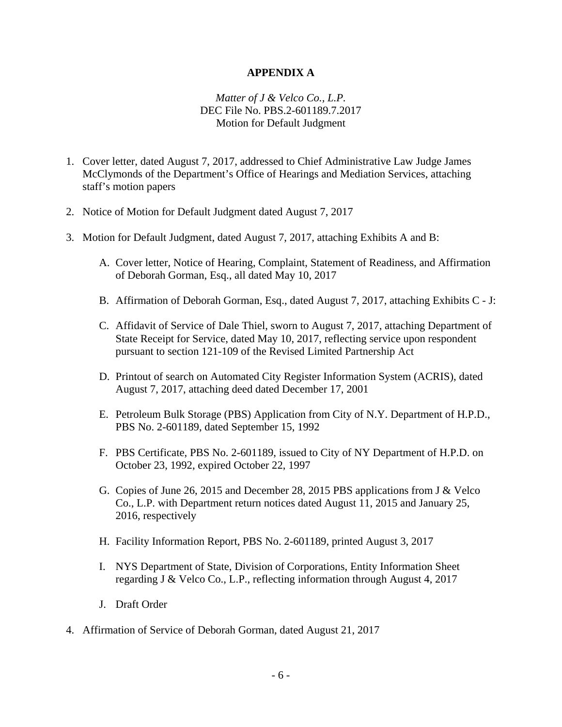## APPENDIX A

*Matter of J & Velco Co., L.P.*
DEC File No. PBS.2-601189.7.2017
Motion for Default Judgment

1. Cover letter, dated August 7, 2017, addressed to Chief Administrative Law Judge James McClymonds of the Department's Office of Hearings and Mediation Services, attaching staff's motion papers

2. Notice of Motion for Default Judgment dated August 7, 2017

3. Motion for Default Judgment, dated August 7, 2017, attaching Exhibits A and B:

   A. Cover letter, Notice of Hearing, Complaint, Statement of Readiness, and Affirmation of Deborah Gorman, Esq., all dated May 10, 2017

   B. Affirmation of Deborah Gorman, Esq., dated August 7, 2017, attaching Exhibits C - J:

   C. Affidavit of Service of Dale Thiel, sworn to August 7, 2017, attaching Department of State Receipt for Service, dated May 10, 2017, reflecting service upon respondent pursuant to section 121-109 of the Revised Limited Partnership Act

   D. Printout of search on Automated City Register Information System (ACRIS), dated August 7, 2017, attaching deed dated December 17, 2001

   E. Petroleum Bulk Storage (PBS) Application from City of N.Y. Department of H.P.D., PBS No. 2-601189, dated September 15, 1992

   F. PBS Certificate, PBS No. 2-601189, issued to City of NY Department of H.P.D. on October 23, 1992, expired October 22, 1997

   G. Copies of June 26, 2015 and December 28, 2015 PBS applications from J & Velco Co., L.P. with Department return notices dated August 11, 2015 and January 25, 2016, respectively

   H. Facility Information Report, PBS No. 2-601189, printed August 3, 2017

   I. NYS Department of State, Division of Corporations, Entity Information Sheet regarding J & Velco Co., L.P., reflecting information through August 4, 2017

   J. Draft Order

4. Affirmation of Service of Deborah Gorman, dated August 21, 2017